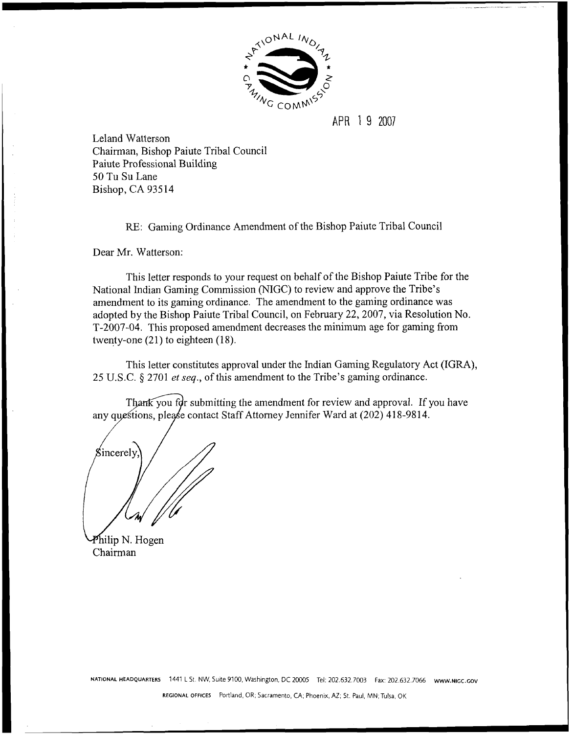NATIONAL INDIAN GAMING COMMISSION

APR 19 2007

Leland Watterson
Chairman, Bishop Paiute Tribal Council
Paiute Professional Building
50 Tu Su Lane
Bishop, CA 93514

RE: Gaming Ordinance Amendment of the Bishop Paiute Tribal Council

Dear Mr. Watterson:

This letter responds to your request on behalf of the Bishop Paiute Tribe for the National Indian Gaming Commission (NIGC) to review and approve the Tribe's amendment to its gaming ordinance. The amendment to the gaming ordinance was adopted by the Bishop Paiute Tribal Council, on February 22, 2007, via Resolution No. T-2007-04. This proposed amendment decreases the minimum age for gaming from twenty-one (21) to eighteen (18).

This letter constitutes approval under the Indian Gaming Regulatory Act (IGRA), 25 U.S.C. § 2701 *et seq.*, of this amendment to the Tribe's gaming ordinance.

Thank you for submitting the amendment for review and approval. If you have any questions, please contact Staff Attorney Jennifer Ward at (202) 418-9814.

Sincerely,

Philip N. Hogen
Chairman

NATIONAL HEADQUARTERS 1441 L St. NW, Suite 9100, Washington, DC 20005 Tel: 202.632.7003 Fax: 202.632.7066 www.NIGC.GOV

REGIONAL OFFICES Portland, OR; Sacramento, CA; Phoenix, AZ; St. Paul, MN; Tulsa, OK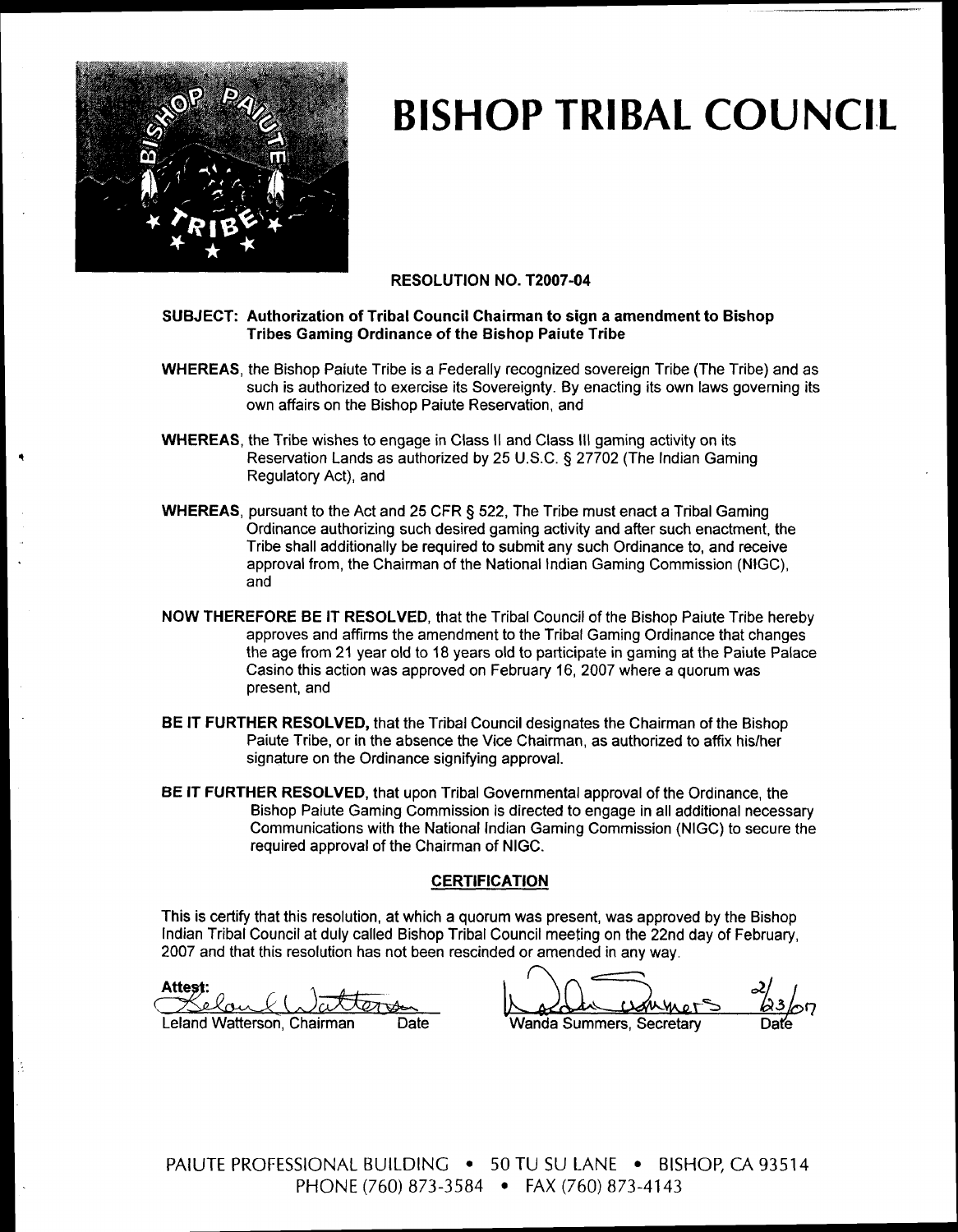# BISHOP TRIBAL COUNCIL

**RESOLUTION NO. T2007-04**

**SUBJECT: Authorization of Tribal Council Chairman to sign a amendment to Bishop Tribes Gaming Ordinance of the Bishop Paiute Tribe**

**WHEREAS**, the Bishop Paiute Tribe is a Federally recognized sovereign Tribe (The Tribe) and as such is authorized to exercise its Sovereignty. By enacting its own laws governing its own affairs on the Bishop Paiute Reservation, and

**WHEREAS**, the Tribe wishes to engage in Class II and Class III gaming activity on its Reservation Lands as authorized by 25 U.S.C. § 27702 (The Indian Gaming Regulatory Act), and

**WHEREAS**, pursuant to the Act and 25 CFR § 522, The Tribe must enact a Tribal Gaming Ordinance authorizing such desired gaming activity and after such enactment, the Tribe shall additionally be required to submit any such Ordinance to, and receive approval from, the Chairman of the National Indian Gaming Commission (NIGC), and

**NOW THEREFORE BE IT RESOLVED**, that the Tribal Council of the Bishop Paiute Tribe hereby approves and affirms the amendment to the Tribal Gaming Ordinance that changes the age from 21 year old to 18 years old to participate in gaming at the Paiute Palace Casino this action was approved on February 16, 2007 where a quorum was present, and

**BE IT FURTHER RESOLVED,** that the Tribal Council designates the Chairman of the Bishop Paiute Tribe, or in the absence the Vice Chairman, as authorized to affix his/her signature on the Ordinance signifying approval.

**BE IT FURTHER RESOLVED**, that upon Tribal Governmental approval of the Ordinance, the Bishop Paiute Gaming Commission is directed to engage in all additional necessary Communications with the National Indian Gaming Commission (NIGC) to secure the required approval of the Chairman of NIGC.

## CERTIFICATION

This is certify that this resolution, at which a quorum was present, was approved by the Bishop Indian Tribal Council at duly called Bishop Tribal Council meeting on the 22nd day of February, 2007 and that this resolution has not been rescinded or amended in any way.

**Attest:**

Leland Watterson, Chairman Date

Wanda Summers, Secretary 2/23/07 Date

PAIUTE PROFESSIONAL BUILDING • 50 TU SU LANE • BISHOP, CA 93514
PHONE (760) 873-3584 • FAX (760) 873-4143